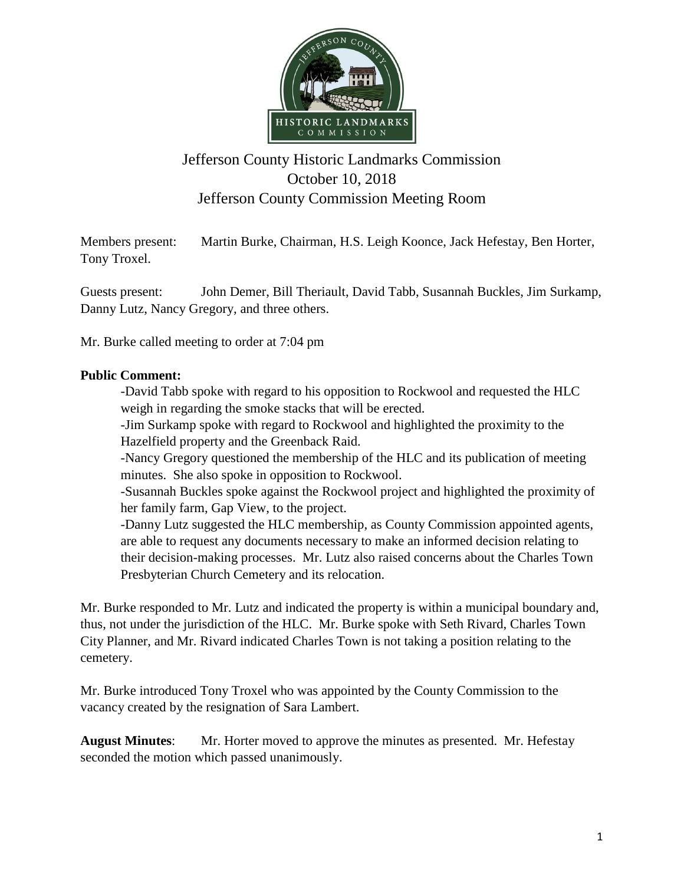# Jefferson County Historic Landmarks Commission
## October 10, 2018
## Jefferson County Commission Meeting Room

Members present: Martin Burke, Chairman, H.S. Leigh Koonce, Jack Hefestay, Ben Horter, Tony Troxel.

Guests present: John Demer, Bill Theriault, David Tabb, Susannah Buckles, Jim Surkamp, Danny Lutz, Nancy Gregory, and three others.

Mr. Burke called meeting to order at 7:04 pm

**Public Comment:**

-David Tabb spoke with regard to his opposition to Rockwool and requested the HLC weigh in regarding the smoke stacks that will be erected.

-Jim Surkamp spoke with regard to Rockwool and highlighted the proximity to the Hazelfield property and the Greenback Raid.

-Nancy Gregory questioned the membership of the HLC and its publication of meeting minutes. She also spoke in opposition to Rockwool.

-Susannah Buckles spoke against the Rockwool project and highlighted the proximity of her family farm, Gap View, to the project.

-Danny Lutz suggested the HLC membership, as County Commission appointed agents, are able to request any documents necessary to make an informed decision relating to their decision-making processes. Mr. Lutz also raised concerns about the Charles Town Presbyterian Church Cemetery and its relocation.

Mr. Burke responded to Mr. Lutz and indicated the property is within a municipal boundary and, thus, not under the jurisdiction of the HLC. Mr. Burke spoke with Seth Rivard, Charles Town City Planner, and Mr. Rivard indicated Charles Town is not taking a position relating to the cemetery.

Mr. Burke introduced Tony Troxel who was appointed by the County Commission to the vacancy created by the resignation of Sara Lambert.

**August Minutes**: Mr. Horter moved to approve the minutes as presented. Mr. Hefestay seconded the motion which passed unanimously.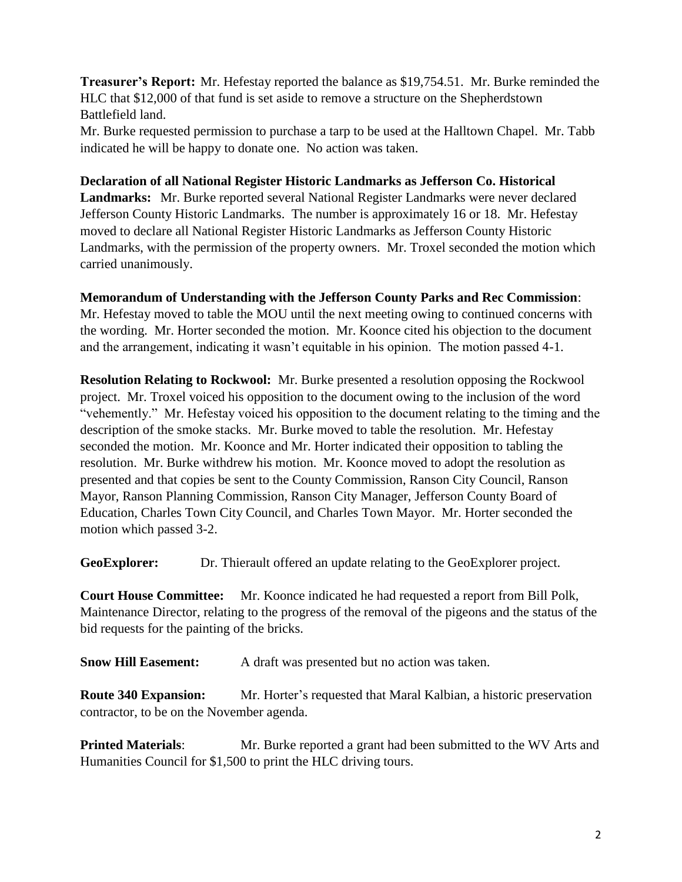**Treasurer's Report:** Mr. Hefestay reported the balance as $19,754.51. Mr. Burke reminded the HLC that $12,000 of that fund is set aside to remove a structure on the Shepherdstown Battlefield land.

Mr. Burke requested permission to purchase a tarp to be used at the Halltown Chapel. Mr. Tabb indicated he will be happy to donate one. No action was taken.

**Declaration of all National Register Historic Landmarks as Jefferson Co. Historical Landmarks:** Mr. Burke reported several National Register Landmarks were never declared Jefferson County Historic Landmarks. The number is approximately 16 or 18. Mr. Hefestay moved to declare all National Register Historic Landmarks as Jefferson County Historic Landmarks, with the permission of the property owners. Mr. Troxel seconded the motion which carried unanimously.

**Memorandum of Understanding with the Jefferson County Parks and Rec Commission**: Mr. Hefestay moved to table the MOU until the next meeting owing to continued concerns with the wording. Mr. Horter seconded the motion. Mr. Koonce cited his objection to the document and the arrangement, indicating it wasn't equitable in his opinion. The motion passed 4-1.

**Resolution Relating to Rockwool:** Mr. Burke presented a resolution opposing the Rockwool project. Mr. Troxel voiced his opposition to the document owing to the inclusion of the word "vehemently." Mr. Hefestay voiced his opposition to the document relating to the timing and the description of the smoke stacks. Mr. Burke moved to table the resolution. Mr. Hefestay seconded the motion. Mr. Koonce and Mr. Horter indicated their opposition to tabling the resolution. Mr. Burke withdrew his motion. Mr. Koonce moved to adopt the resolution as presented and that copies be sent to the County Commission, Ranson City Council, Ranson Mayor, Ranson Planning Commission, Ranson City Manager, Jefferson County Board of Education, Charles Town City Council, and Charles Town Mayor. Mr. Horter seconded the motion which passed 3-2.

**GeoExplorer:** Dr. Thierault offered an update relating to the GeoExplorer project.

**Court House Committee:** Mr. Koonce indicated he had requested a report from Bill Polk, Maintenance Director, relating to the progress of the removal of the pigeons and the status of the bid requests for the painting of the bricks.

**Snow Hill Easement:** A draft was presented but no action was taken.

**Route 340 Expansion:** Mr. Horter's requested that Maral Kalbian, a historic preservation contractor, to be on the November agenda.

**Printed Materials**: Mr. Burke reported a grant had been submitted to the WV Arts and Humanities Council for $1,500 to print the HLC driving tours.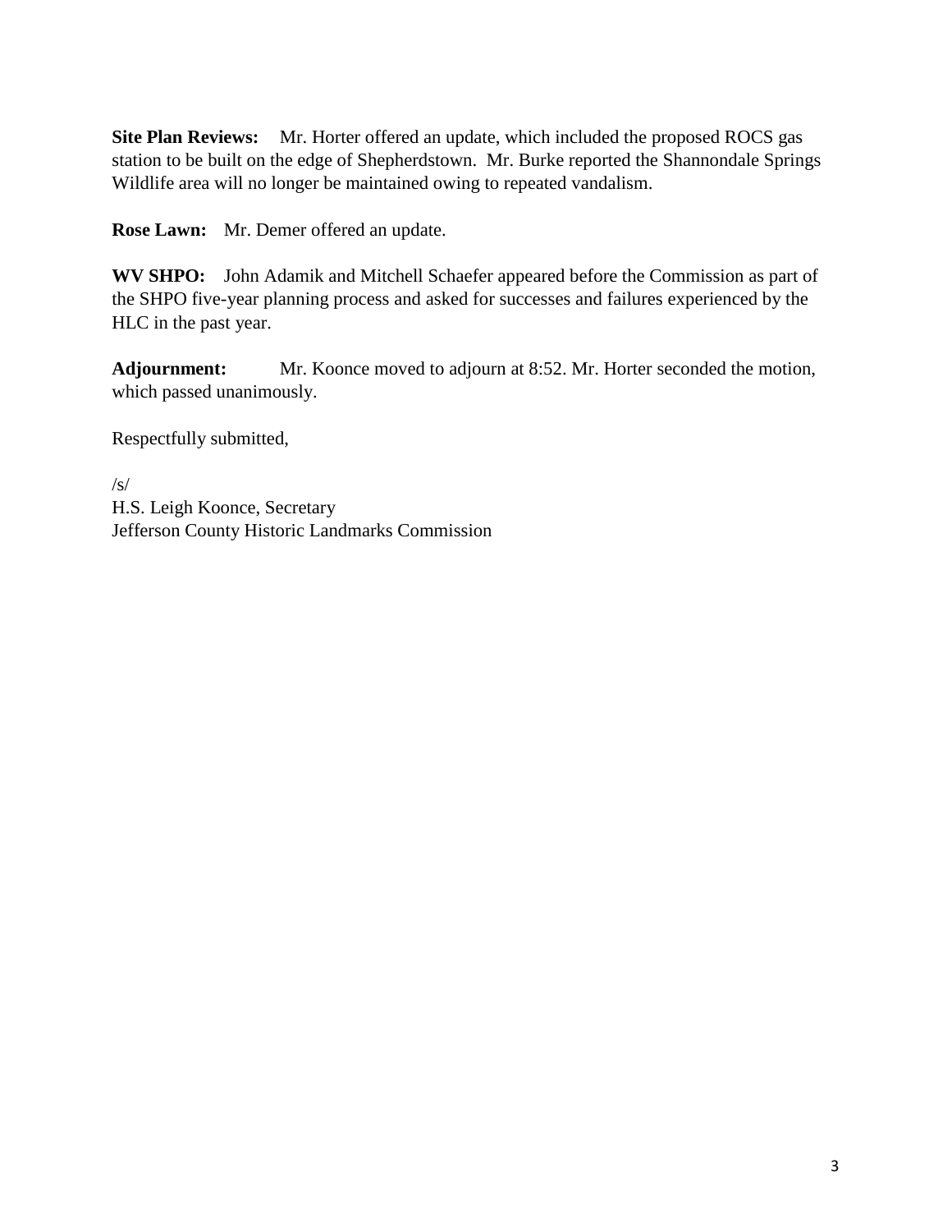**Site Plan Reviews:** Mr. Horter offered an update, which included the proposed ROCS gas station to be built on the edge of Shepherdstown. Mr. Burke reported the Shannondale Springs Wildlife area will no longer be maintained owing to repeated vandalism.

**Rose Lawn:** Mr. Demer offered an update.

**WV SHPO:** John Adamik and Mitchell Schaefer appeared before the Commission as part of the SHPO five-year planning process and asked for successes and failures experienced by the HLC in the past year.

**Adjournment:** Mr. Koonce moved to adjourn at 8:52. Mr. Horter seconded the motion, which passed unanimously.

Respectfully submitted,

/s/
H.S. Leigh Koonce, Secretary
Jefferson County Historic Landmarks Commission